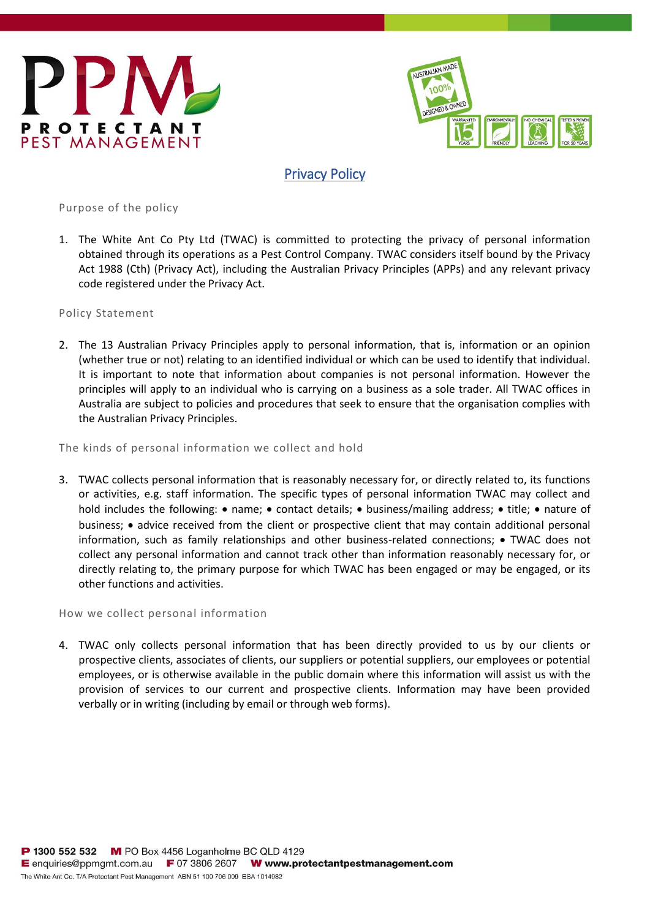# Privacy Policy

## Purpose of the policy

1. The White Ant Co Pty Ltd (TWAC) is committed to protecting the privacy of personal information obtained through its operations as a Pest Control Company. TWAC considers itself bound by the Privacy Act 1988 (Cth) (Privacy Act), including the Australian Privacy Principles (APPs) and any relevant privacy code registered under the Privacy Act.

## Policy Statement

2. The 13 Australian Privacy Principles apply to personal information, that is, information or an opinion (whether true or not) relating to an identified individual or which can be used to identify that individual. It is important to note that information about companies is not personal information. However the principles will apply to an individual who is carrying on a business as a sole trader. All TWAC offices in Australia are subject to policies and procedures that seek to ensure that the organisation complies with the Australian Privacy Principles.

## The kinds of personal information we collect and hold

3. TWAC collects personal information that is reasonably necessary for, or directly related to, its functions or activities, e.g. staff information. The specific types of personal information TWAC may collect and hold includes the following: • name; • contact details; • business/mailing address; • title; • nature of business; • advice received from the client or prospective client that may contain additional personal information, such as family relationships and other business-related connections; • TWAC does not collect any personal information and cannot track other than information reasonably necessary for, or directly relating to, the primary purpose for which TWAC has been engaged or may be engaged, or its other functions and activities.

## How we collect personal information

4. TWAC only collects personal information that has been directly provided to us by our clients or prospective clients, associates of clients, our suppliers or potential suppliers, our employees or potential employees, or is otherwise available in the public domain where this information will assist us with the provision of services to our current and prospective clients. Information may have been provided verbally or in writing (including by email or through web forms).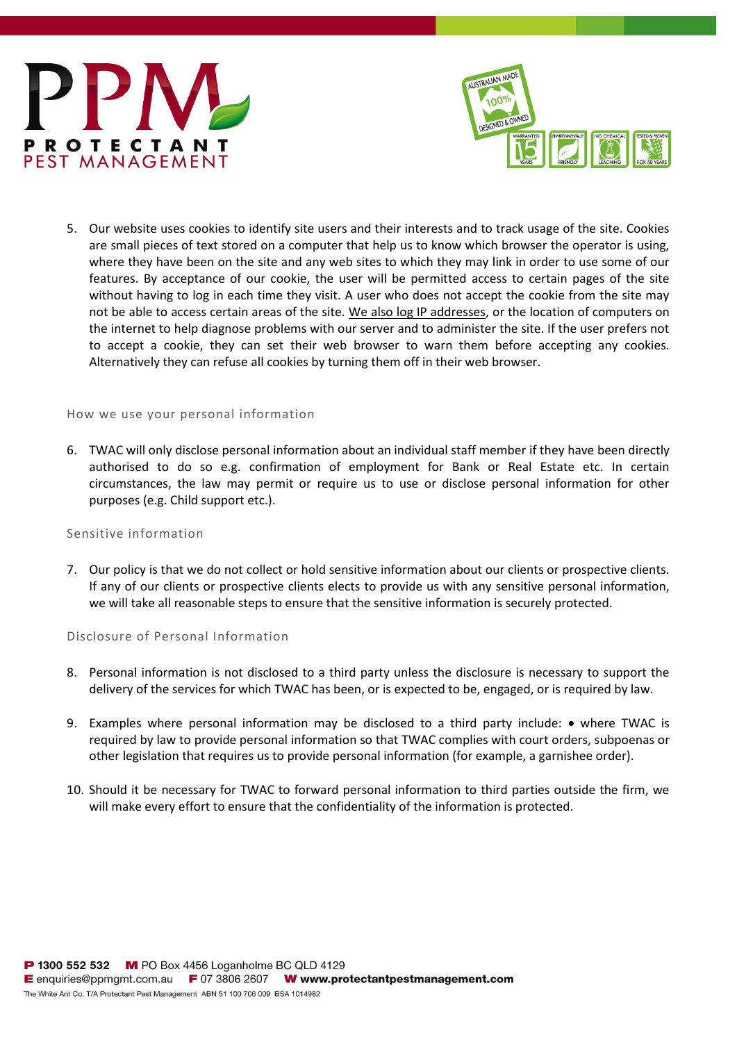5. Our website uses cookies to identify site users and their interests and to track usage of the site. Cookies are small pieces of text stored on a computer that help us to know which browser the operator is using, where they have been on the site and any web sites to which they may link in order to use some of our features. By acceptance of our cookie, the user will be permitted access to certain pages of the site without having to log in each time they visit. A user who does not accept the cookie from the site may not be able to access certain areas of the site. We also log IP addresses, or the location of computers on the internet to help diagnose problems with our server and to administer the site. If the user prefers not to accept a cookie, they can set their web browser to warn them before accepting any cookies. Alternatively they can refuse all cookies by turning them off in their web browser.

## How we use your personal information

6. TWAC will only disclose personal information about an individual staff member if they have been directly authorised to do so e.g. confirmation of employment for Bank or Real Estate etc. In certain circumstances, the law may permit or require us to use or disclose personal information for other purposes (e.g. Child support etc.).

## Sensitive information

7. Our policy is that we do not collect or hold sensitive information about our clients or prospective clients. If any of our clients or prospective clients elects to provide us with any sensitive personal information, we will take all reasonable steps to ensure that the sensitive information is securely protected.

## Disclosure of Personal Information

8. Personal information is not disclosed to a third party unless the disclosure is necessary to support the delivery of the services for which TWAC has been, or is expected to be, engaged, or is required by law.

9. Examples where personal information may be disclosed to a third party include: • where TWAC is required by law to provide personal information so that TWAC complies with court orders, subpoenas or other legislation that requires us to provide personal information (for example, a garnishee order).

10. Should it be necessary for TWAC to forward personal information to third parties outside the firm, we will make every effort to ensure that the confidentiality of the information is protected.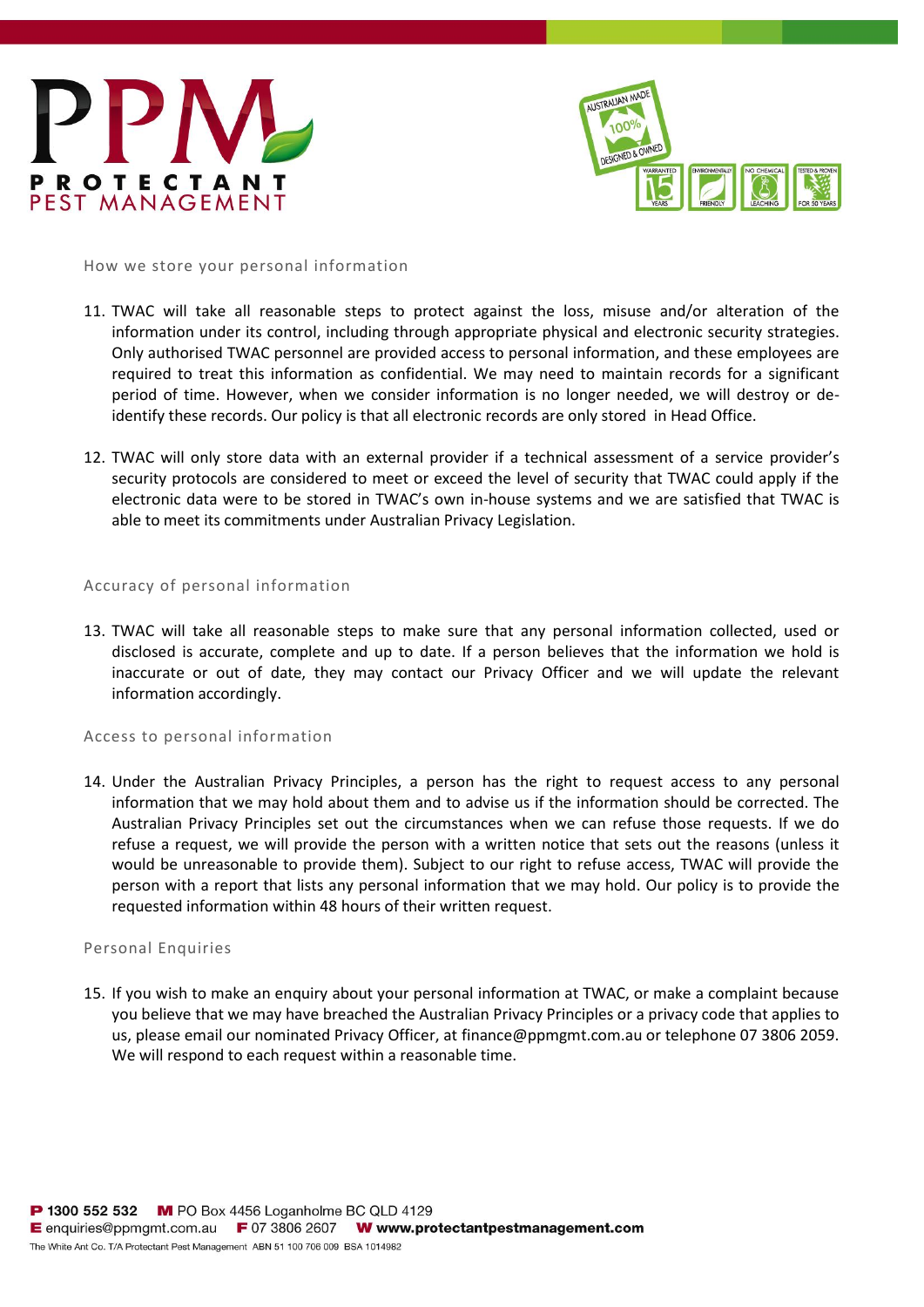## How we store your personal information

11. TWAC will take all reasonable steps to protect against the loss, misuse and/or alteration of the information under its control, including through appropriate physical and electronic security strategies. Only authorised TWAC personnel are provided access to personal information, and these employees are required to treat this information as confidential. We may need to maintain records for a significant period of time. However, when we consider information is no longer needed, we will destroy or de-identify these records. Our policy is that all electronic records are only stored in Head Office.

12. TWAC will only store data with an external provider if a technical assessment of a service provider's security protocols are considered to meet or exceed the level of security that TWAC could apply if the electronic data were to be stored in TWAC's own in-house systems and we are satisfied that TWAC is able to meet its commitments under Australian Privacy Legislation.

## Accuracy of personal information

13. TWAC will take all reasonable steps to make sure that any personal information collected, used or disclosed is accurate, complete and up to date. If a person believes that the information we hold is inaccurate or out of date, they may contact our Privacy Officer and we will update the relevant information accordingly.

## Access to personal information

14. Under the Australian Privacy Principles, a person has the right to request access to any personal information that we may hold about them and to advise us if the information should be corrected. The Australian Privacy Principles set out the circumstances when we can refuse those requests. If we do refuse a request, we will provide the person with a written notice that sets out the reasons (unless it would be unreasonable to provide them). Subject to our right to refuse access, TWAC will provide the person with a report that lists any personal information that we may hold. Our policy is to provide the requested information within 48 hours of their written request.

## Personal Enquiries

15. If you wish to make an enquiry about your personal information at TWAC, or make a complaint because you believe that we may have breached the Australian Privacy Principles or a privacy code that applies to us, please email our nominated Privacy Officer, at finance@ppmgmt.com.au or telephone 07 3806 2059. We will respond to each request within a reasonable time.